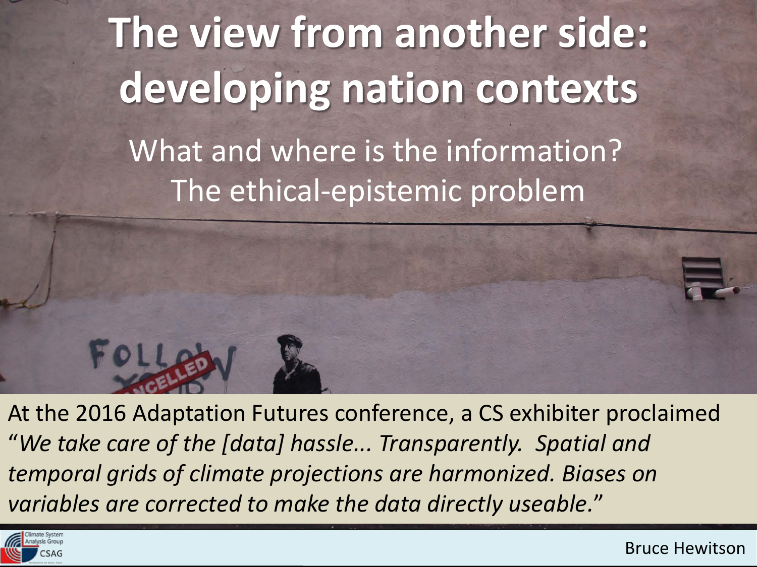# The view from another side: developing nation contexts

What and where is the information?
The ethical-epistemic problem

At the 2016 Adaptation Futures conference, a CS exhibiter proclaimed "*We take care of the [data] hassle... Transparently. Spatial and temporal grids of climate projections are harmonized. Biases on variables are corrected to make the data directly useable.*"

Bruce Hewitson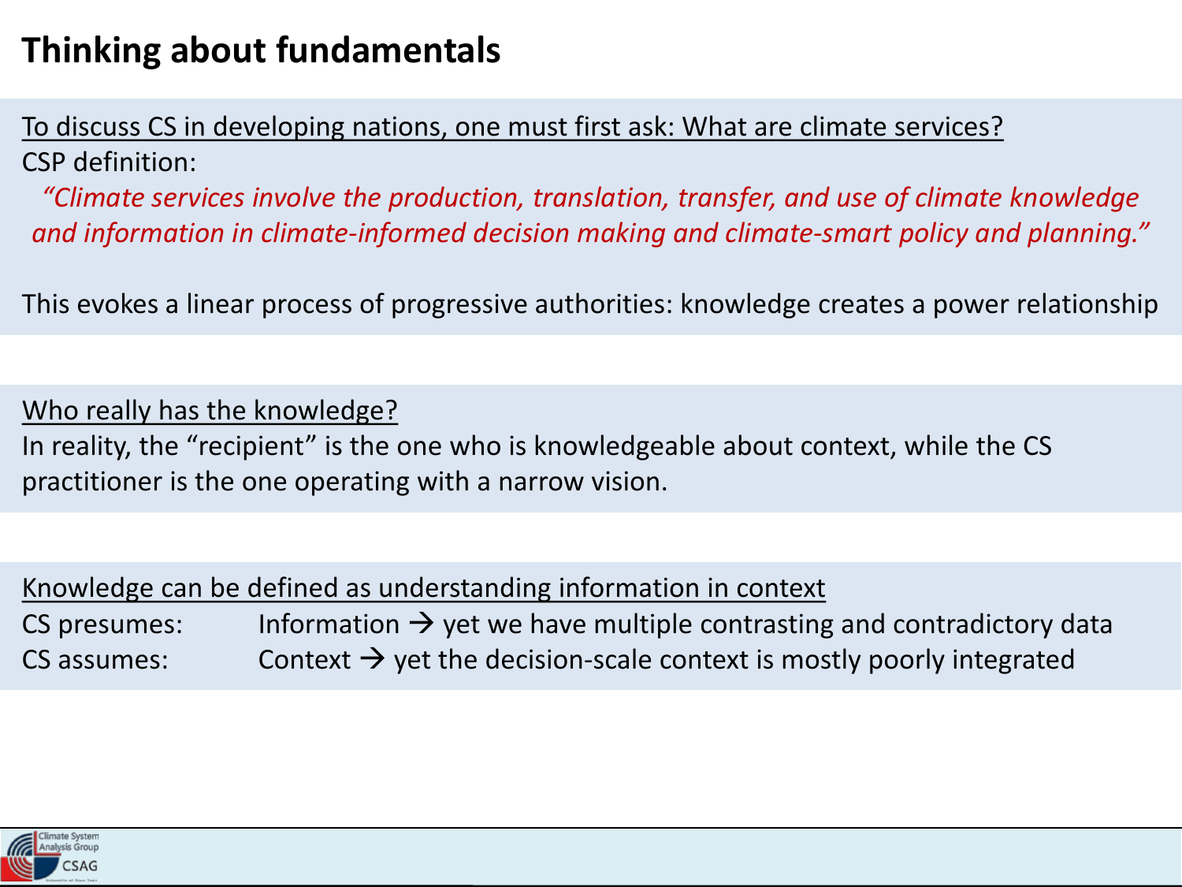# Thinking about fundamentals

To discuss CS in developing nations, one must first ask: What are climate services?

CSP definition:

*"Climate services involve the production, translation, transfer, and use of climate knowledge and information in climate-informed decision making and climate-smart policy and planning."*

This evokes a linear process of progressive authorities: knowledge creates a power relationship

Who really has the knowledge?

In reality, the "recipient" is the one who is knowledgeable about context, while the CS practitioner is the one operating with a narrow vision.

Knowledge can be defined as understanding information in context

CS presumes: Information → yet we have multiple contrasting and contradictory data

CS assumes: Context → yet the decision-scale context is mostly poorly integrated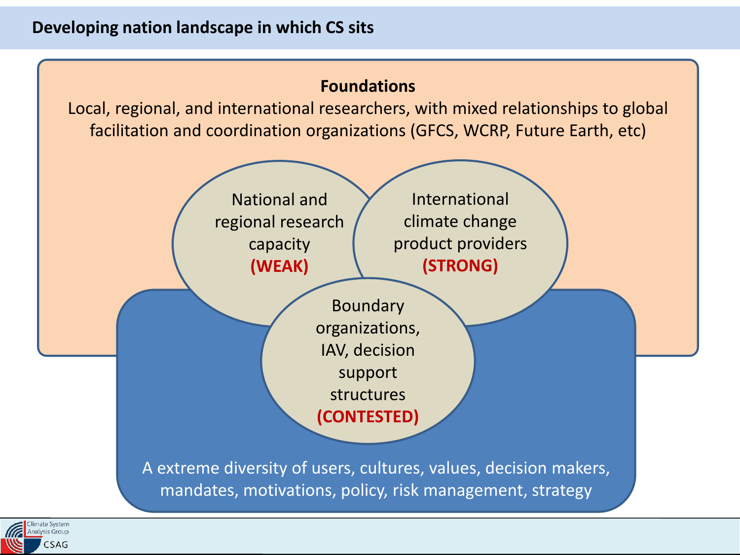# Developing nation landscape in which CS sits

**Foundations**

Local, regional, and international researchers, with mixed relationships to global facilitation and coordination organizations (GFCS, WCRP, Future Earth, etc)

National and regional research capacity **(WEAK)**

International climate change product providers **(STRONG)**

Boundary organizations, IAV, decision support structures **(CONTESTED)**

A extreme diversity of users, cultures, values, decision makers, mandates, motivations, policy, risk management, strategy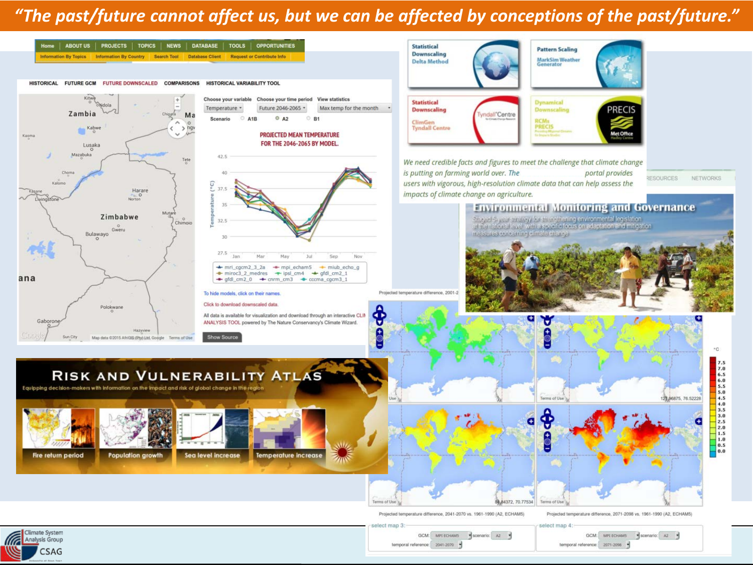# *"The past/future cannot affect us, but we can be affected by conceptions of the past/future."*

Home | ABOUT US | PROJECTS | TOPICS | NEWS | DATABASE | TOOLS | OPPORTUNITIES

Information By Topics | Information By Country | Search Tool | Database Client | Request or Contribute Info

HISTORICAL | FUTURE GCM | FUTURE DOWNSCALED | COMPARISONS | HISTORICAL VARIABILITY TOOL

Choose your variable: Temperature | Choose your time period: Future 2046-2065 | View statistics: Max temp for the month

Scenario: A1B | A2 | B1

PROJECTED MEAN TEMPERATURE FOR THE 2046-2065 BY MODEL.

To hide models, click on their names.

Click to download downscaled data.

All data is available for visualization and download through an interactive CLIMATE ANALYSIS TOOL powered by The Nature Conservancy's Climate Wizard.

Show Source

Statistical Downscaling Delta Method

Pattern Scaling MarkSim Weather Generator

Statistical Downscaling ClimGen Tyndall Centre

Dynamical Downscaling RCMs PRECIS

*We need credible facts and figures to meet the challenge that climate change is putting on farming world over. The portal provides users with vigorous, high-resolution climate data that can help assess the impacts of climate change on agriculture.*

## Environmental Monitoring and Governance

Staged 5-year strategy for strengthening environmental legislation at the national level with a specific focus on adaptation and mitigation measures concerning climate change

## RISK AND VULNERABILITY ATLAS

Equipping decision-makers with information on the impact and risk of global change in the region

Fire return period | Population growth | Sea level increase | Temperature increase

Projected temperature difference, 2041-2070 vs. 1961-1990 (A2, ECHAM5)

Projected temperature difference, 2071-2098 vs. 1961-1990 (A2, ECHAM5)

Climate System Analysis Group CSAG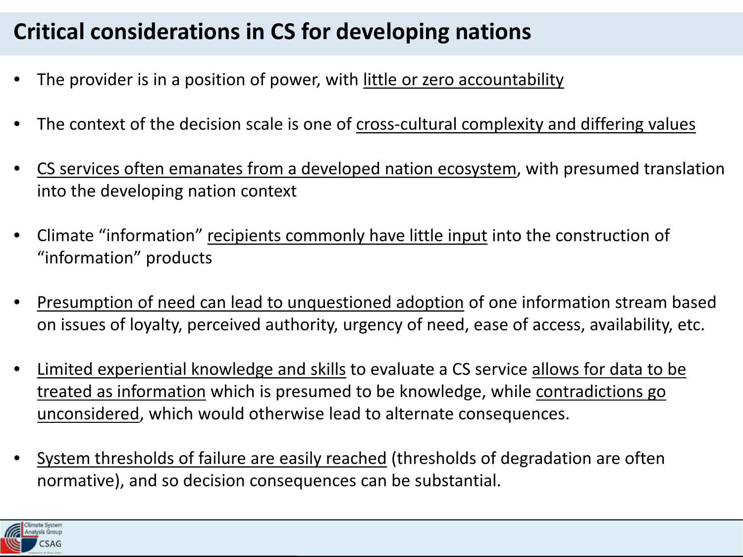# Critical considerations in CS for developing nations

- The provider is in a position of power, with <u>little or zero accountability</u>
- The context of the decision scale is one of <u>cross-cultural complexity and differing values</u>
- <u>CS services often emanates from a developed nation ecosystem</u>, with presumed translation into the developing nation context
- Climate "information" <u>recipients commonly have little input</u> into the construction of "information" products
- <u>Presumption of need can lead to unquestioned adoption</u> of one information stream based on issues of loyalty, perceived authority, urgency of need, ease of access, availability, etc.
- <u>Limited experiential knowledge and skills</u> to evaluate a CS service <u>allows for data to be treated as information</u> which is presumed to be knowledge, while <u>contradictions go unconsidered</u>, which would otherwise lead to alternate consequences.
- <u>System thresholds of failure are easily reached</u> (thresholds of degradation are often normative), and so decision consequences can be substantial.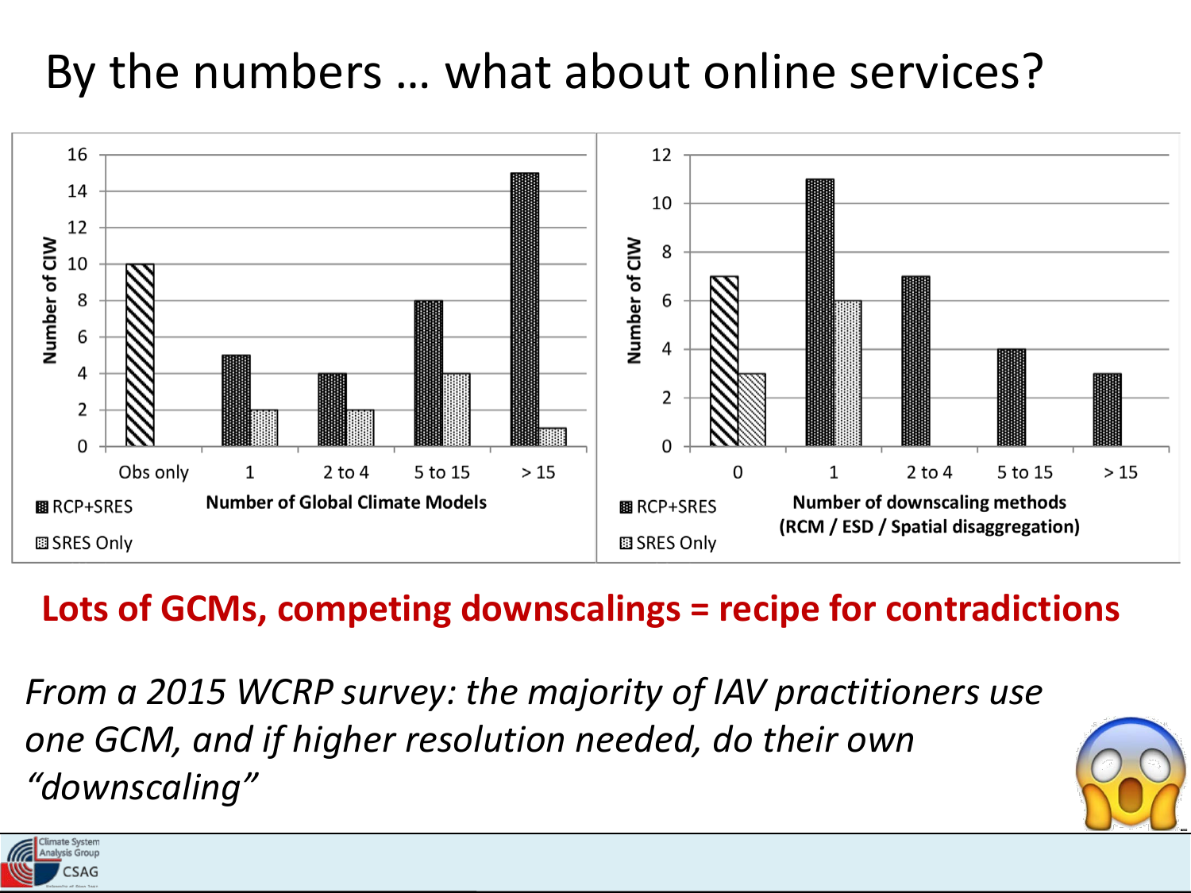# By the numbers … what about online services?

| Number of Global Climate Models | RCP+SRES | SRES Only |
|---|---|---|
| Obs only | 10 | |
| 1 | 5 | 2 |
| 2 to 4 | 4 | 2 |
| 5 to 15 | 8 | 4 |
| > 15 | 15 | 1 |

| Number of downscaling methods (RCM / ESD / Spatial disaggregation) | RCP+SRES | SRES Only |
|---|---|---|
| 0 | 7 | 3 |
| 1 | 11 | 6 |
| 2 to 4 | 7 | |
| 5 to 15 | 4 | |
| > 15 | 3 | |

Number of CIW

**Lots of GCMs, competing downscalings = recipe for contradictions**

*From a 2015 WCRP survey: the majority of IAV practitioners use one GCM, and if higher resolution needed, do their own "downscaling"*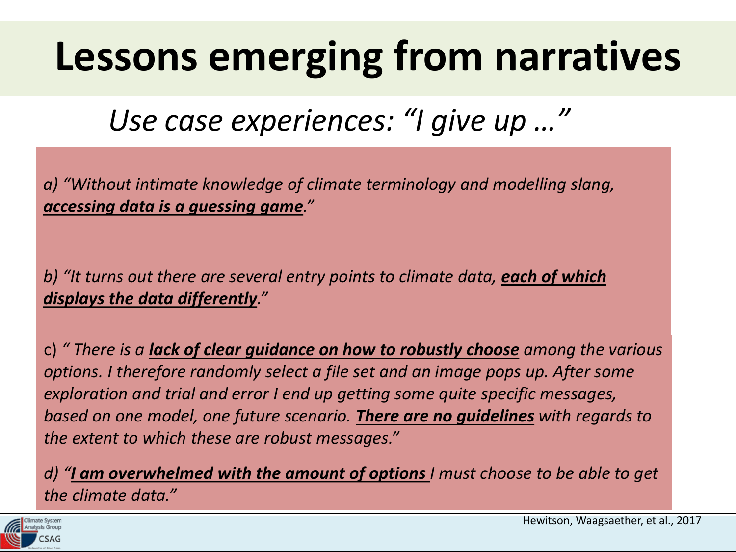# Lessons emerging from narratives

## *Use case experiences: "I give up …"*

*a) "Without intimate knowledge of climate terminology and modelling slang, **accessing data is a guessing game**."*

*b) "It turns out there are several entry points to climate data, **each of which displays the data differently**."*

c) *" There is a **lack of clear guidance on how to robustly choose** among the various options. I therefore randomly select a file set and an image pops up. After some exploration and trial and error I end up getting some quite specific messages, based on one model, one future scenario. **There are no guidelines** with regards to the extent to which these are robust messages."*

*d) "**I am overwhelmed with the amount of options** I must choose to be able to get the climate data."*

Hewitson, Waagsaether, et al., 2017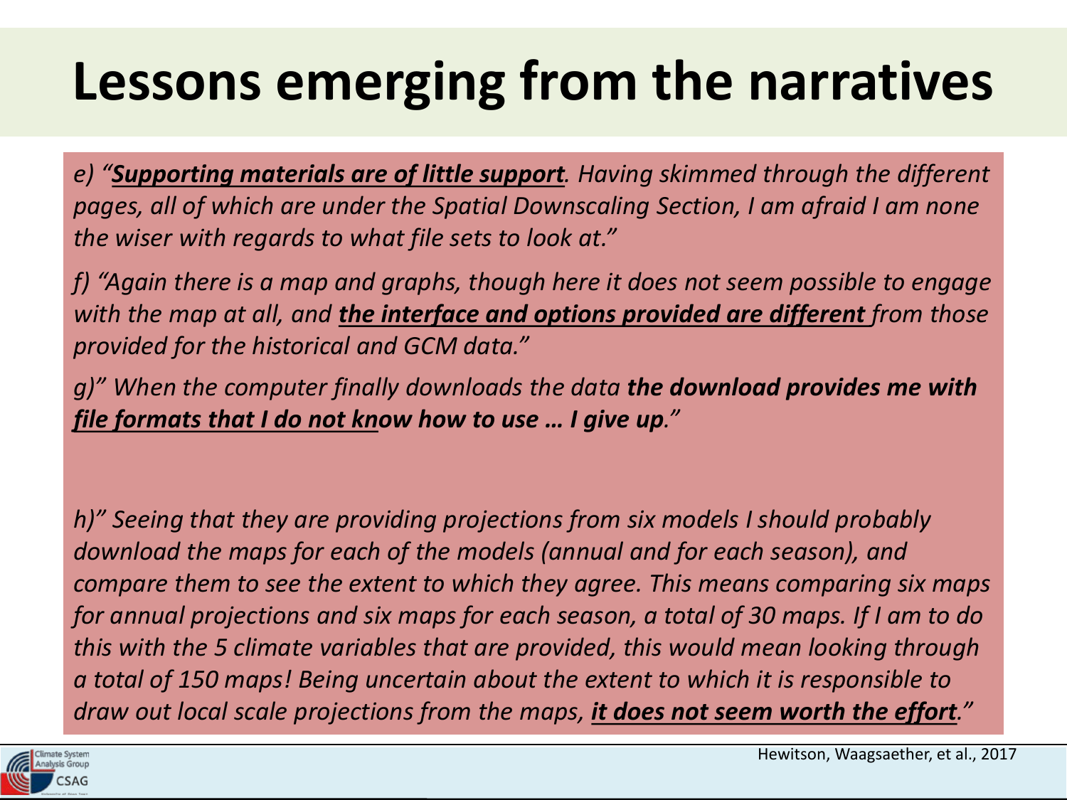# Lessons emerging from the narratives

*e) "**Supporting materials are of little support**. Having skimmed through the different pages, all of which are under the Spatial Downscaling Section, I am afraid I am none the wiser with regards to what file sets to look at."*

*f) "Again there is a map and graphs, though here it does not seem possible to engage with the map at all, and **the interface and options provided are different** from those provided for the historical and GCM data."*

*g)" When the computer finally downloads the data **the download provides me with file formats that I do not know how to use … I give up**."*

*h)" Seeing that they are providing projections from six models I should probably download the maps for each of the models (annual and for each season), and compare them to see the extent to which they agree. This means comparing six maps for annual projections and six maps for each season, a total of 30 maps. If I am to do this with the 5 climate variables that are provided, this would mean looking through a total of 150 maps! Being uncertain about the extent to which it is responsible to draw out local scale projections from the maps, **it does not seem worth the effort**."*

Hewitson, Waagsaether, et al., 2017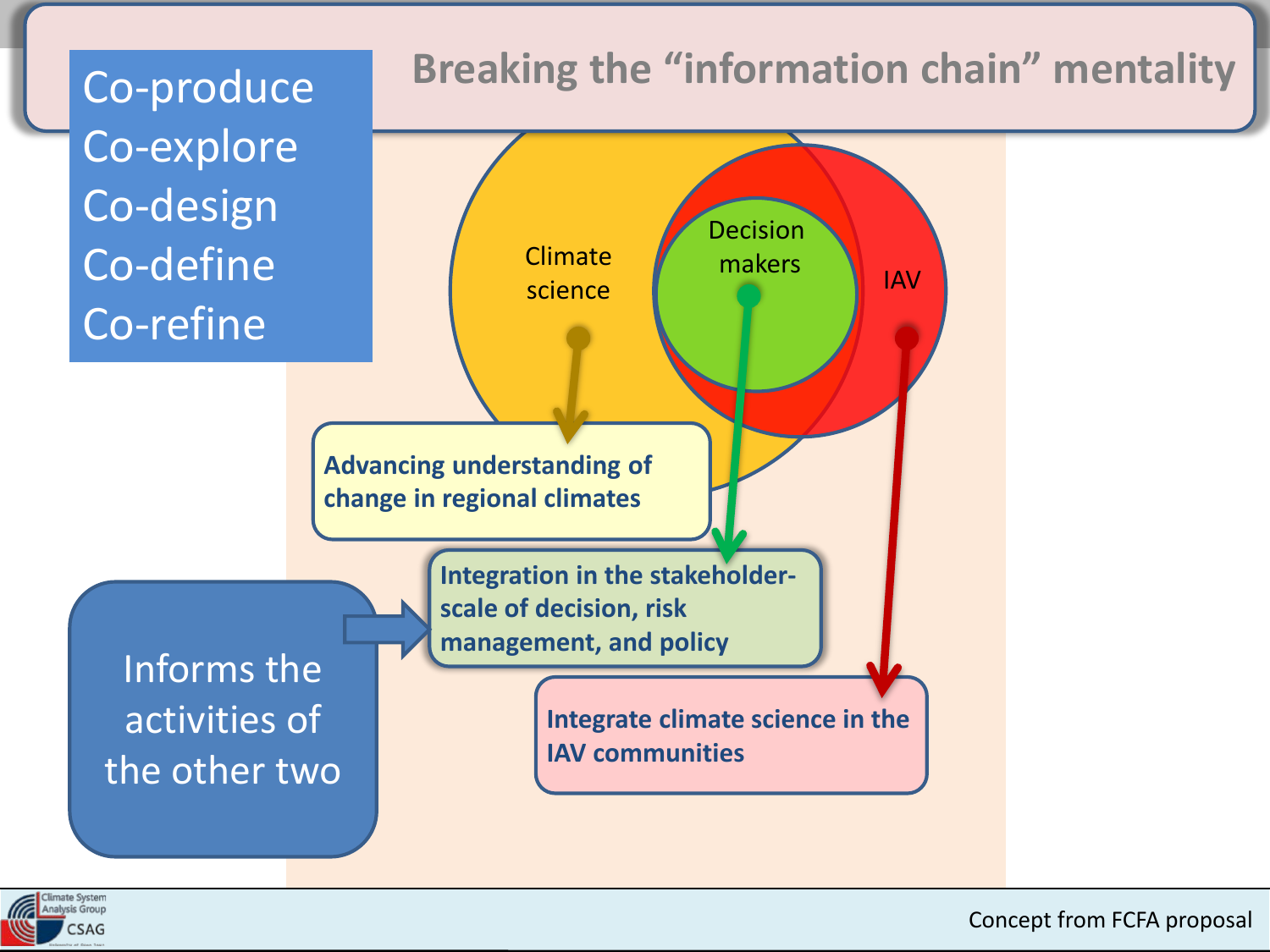# Breaking the "information chain" mentality

Co-produce
Co-explore
Co-design
Co-define
Co-refine

Climate science

Decision makers

IAV

Advancing understanding of change in regional climates

Integration in the stakeholder-scale of decision, risk management, and policy

Integrate climate science in the IAV communities

Informs the activities of the other two

Concept from FCFA proposal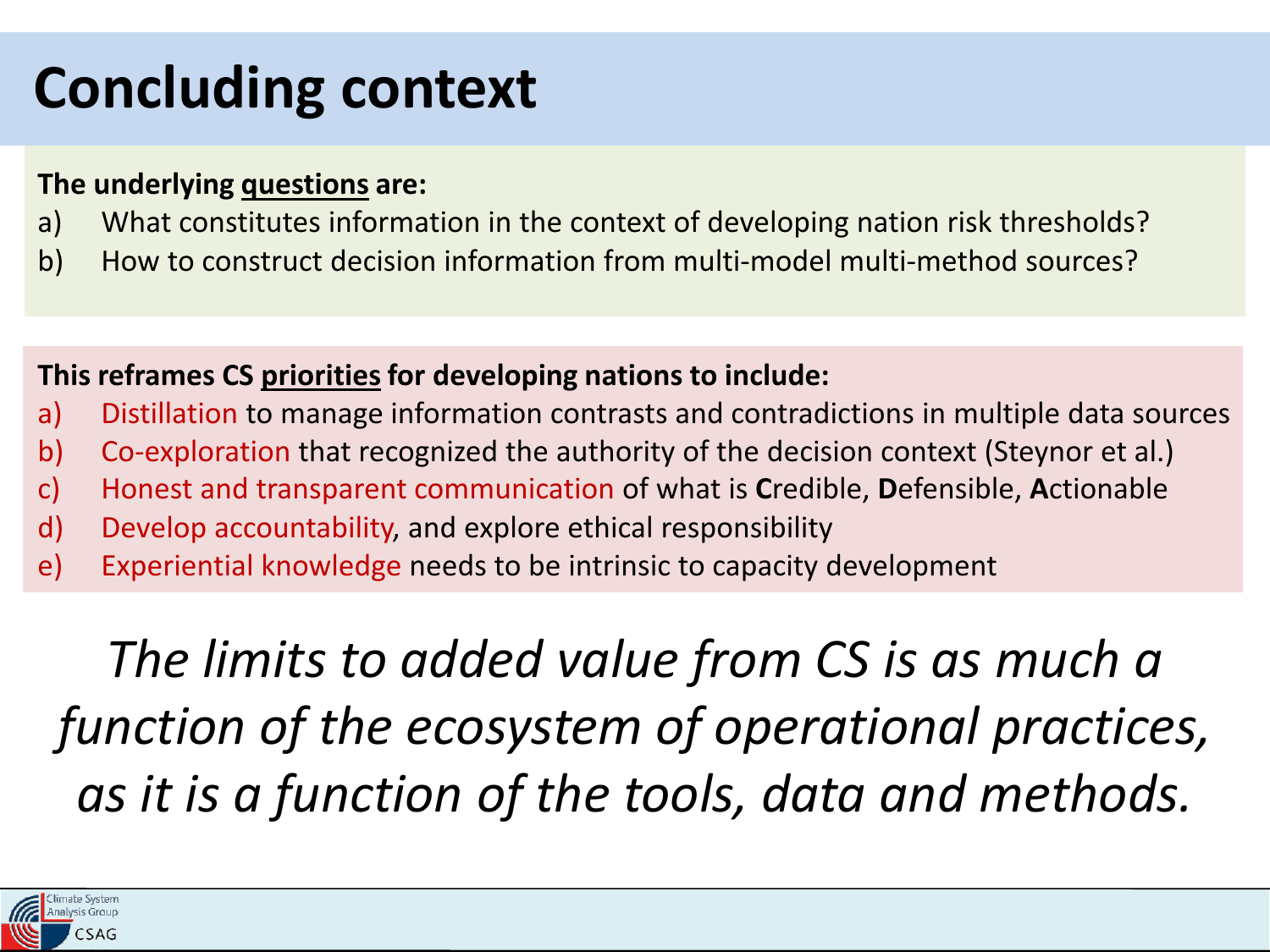# Concluding context

**The underlying questions are:**

a) What constitutes information in the context of developing nation risk thresholds?
b) How to construct decision information from multi-model multi-method sources?

**This reframes CS priorities for developing nations to include:**

a) Distillation to manage information contrasts and contradictions in multiple data sources
b) Co-exploration that recognized the authority of the decision context (Steynor et al.)
c) Honest and transparent communication of what is **C**redible, **D**efensible, **A**ctionable
d) Develop accountability, and explore ethical responsibility
e) Experiential knowledge needs to be intrinsic to capacity development

*The limits to added value from CS is as much a function of the ecosystem of operational practices, as it is a function of the tools, data and methods.*

Climate System Analysis Group
CSAG